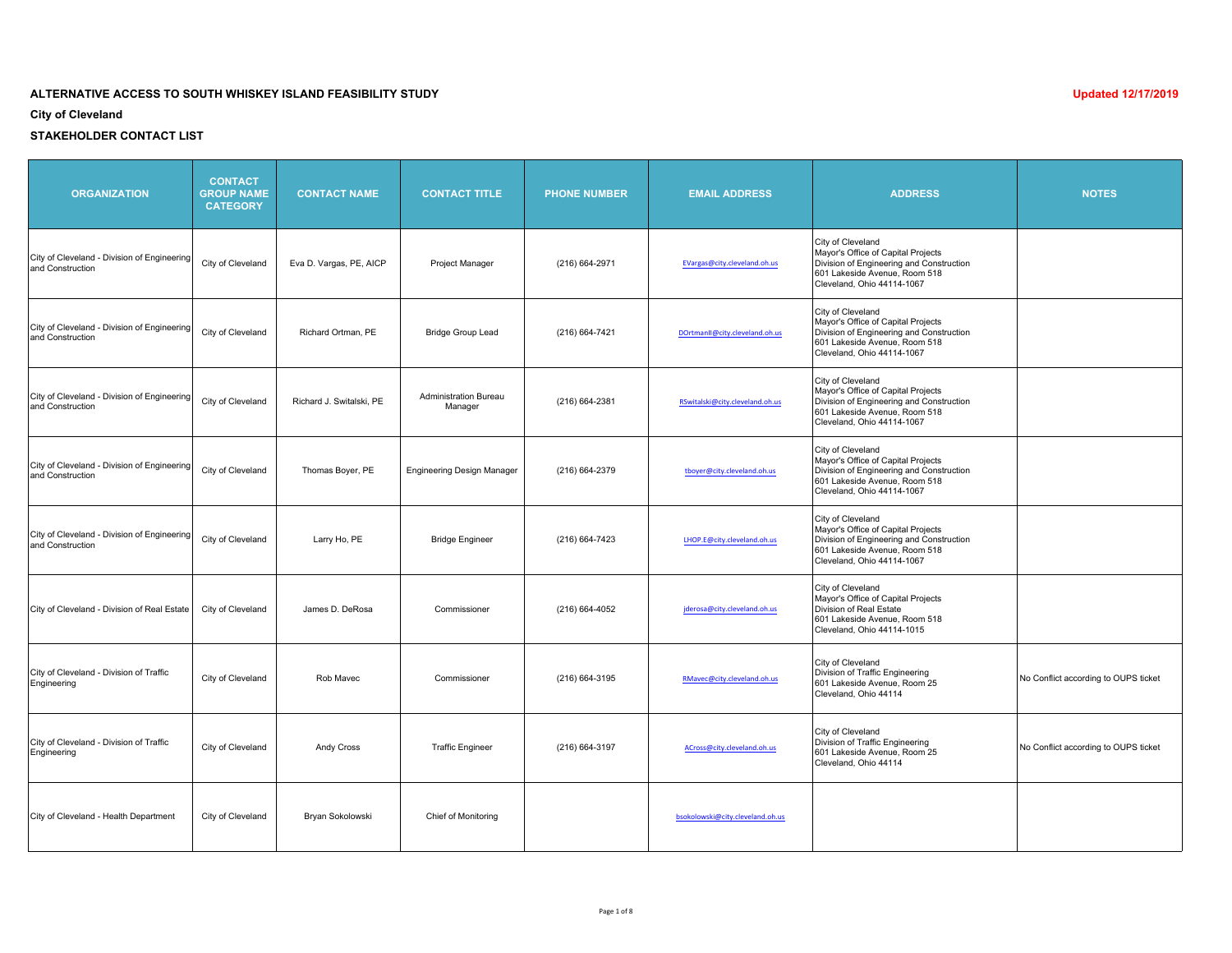**ALTERNATIVE ACCESS TO SOUTH WHISKEY ISLAND FEASIBILITY STUDY**

**Updated 12/17/2019**

**City of Cleveland**

**STAKEHOLDER CONTACT LIST**

| ORGANIZATION | CONTACT GROUP NAME CATEGORY | CONTACT NAME | CONTACT TITLE | PHONE NUMBER | EMAIL ADDRESS | ADDRESS | NOTES |
|---|---|---|---|---|---|---|---|
| City of Cleveland - Division of Engineering and Construction | City of Cleveland | Eva D. Vargas, PE, AICP | Project Manager | (216) 664-2971 | EVargas@city.cleveland.oh.us | City of Cleveland<br>Mayor's Office of Capital Projects<br>Division of Engineering and Construction<br>601 Lakeside Avenue, Room 518<br>Cleveland, Ohio 44114-1067 | |
| City of Cleveland - Division of Engineering and Construction | City of Cleveland | Richard Ortman, PE | Bridge Group Lead | (216) 664-7421 | DOrtmanII@city.cleveland.oh.us | City of Cleveland<br>Mayor's Office of Capital Projects<br>Division of Engineering and Construction<br>601 Lakeside Avenue, Room 518<br>Cleveland, Ohio 44114-1067 | |
| City of Cleveland - Division of Engineering and Construction | City of Cleveland | Richard J. Switalski, PE | Administration Bureau Manager | (216) 664-2381 | RSwitalski@city.cleveland.oh.us | City of Cleveland<br>Mayor's Office of Capital Projects<br>Division of Engineering and Construction<br>601 Lakeside Avenue, Room 518<br>Cleveland, Ohio 44114-1067 | |
| City of Cleveland - Division of Engineering and Construction | City of Cleveland | Thomas Boyer, PE | Engineering Design Manager | (216) 664-2379 | tboyer@city.cleveland.oh.us | City of Cleveland<br>Mayor's Office of Capital Projects<br>Division of Engineering and Construction<br>601 Lakeside Avenue, Room 518<br>Cleveland, Ohio 44114-1067 | |
| City of Cleveland - Division of Engineering and Construction | City of Cleveland | Larry Ho, PE | Bridge Engineer | (216) 664-7423 | LHOP.E@city.cleveland.oh.us | City of Cleveland<br>Mayor's Office of Capital Projects<br>Division of Engineering and Construction<br>601 Lakeside Avenue, Room 518<br>Cleveland, Ohio 44114-1067 | |
| City of Cleveland - Division of Real Estate | City of Cleveland | James D. DeRosa | Commissioner | (216) 664-4052 | jderosa@city.cleveland.oh.us | City of Cleveland<br>Mayor's Office of Capital Projects<br>Division of Real Estate<br>601 Lakeside Avenue, Room 518<br>Cleveland, Ohio 44114-1015 | |
| City of Cleveland - Division of Traffic Engineering | City of Cleveland | Rob Mavec | Commissioner | (216) 664-3195 | RMavec@city.cleveland.oh.us | City of Cleveland<br>Division of Traffic Engineering<br>601 Lakeside Avenue, Room 25<br>Cleveland, Ohio 44114 | No Conflict according to OUPS ticket |
| City of Cleveland - Division of Traffic Engineering | City of Cleveland | Andy Cross | Traffic Engineer | (216) 664-3197 | ACross@city.cleveland.oh.us | City of Cleveland<br>Division of Traffic Engineering<br>601 Lakeside Avenue, Room 25<br>Cleveland, Ohio 44114 | No Conflict according to OUPS ticket |
| City of Cleveland - Health Department | City of Cleveland | Bryan Sokolowski | Chief of Monitoring | | bsokolowski@city.cleveland.oh.us | | |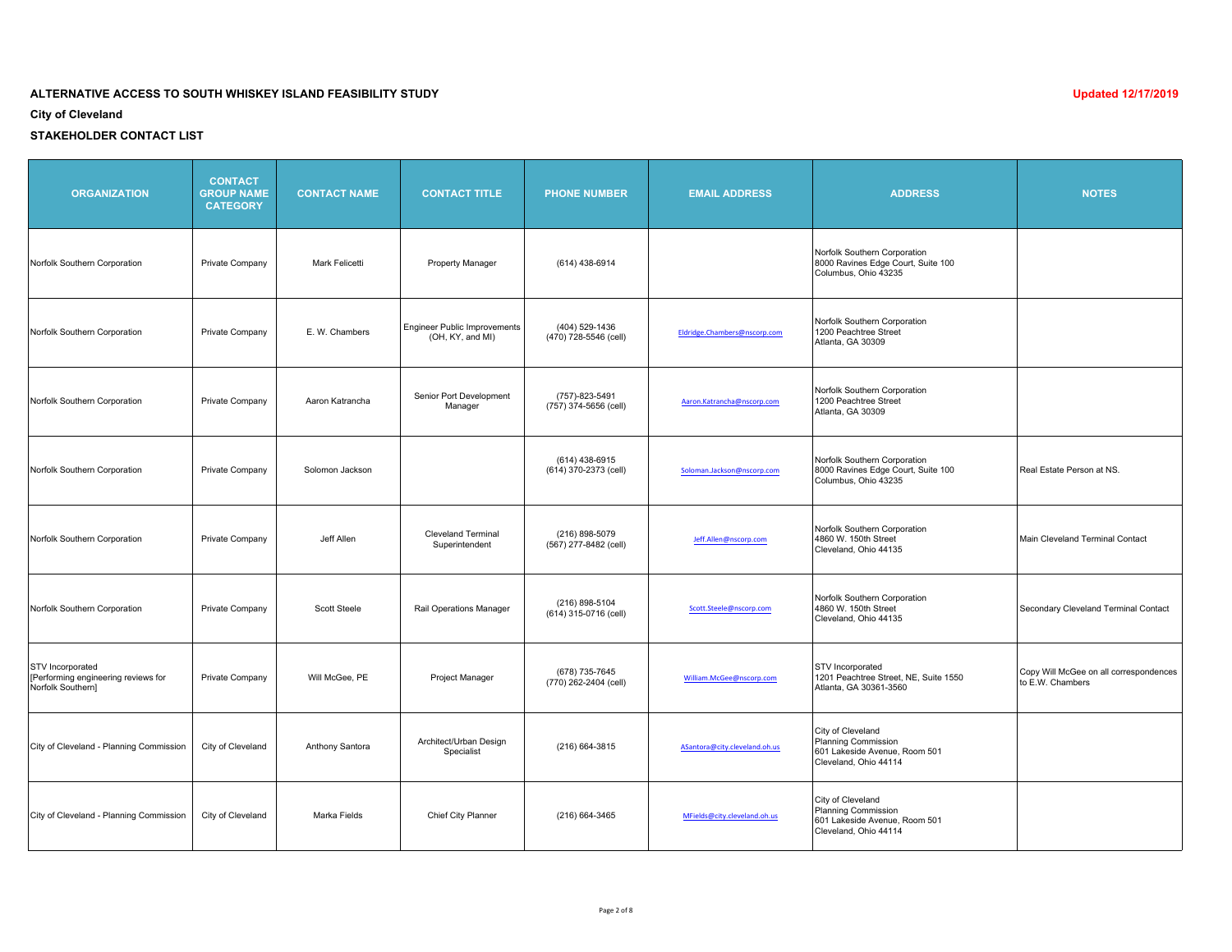**ALTERNATIVE ACCESS TO SOUTH WHISKEY ISLAND FEASIBILITY STUDY**

**Updated 12/17/2019**

**City of Cleveland**

**STAKEHOLDER CONTACT LIST**

| ORGANIZATION | CONTACT GROUP NAME CATEGORY | CONTACT NAME | CONTACT TITLE | PHONE NUMBER | EMAIL ADDRESS | ADDRESS | NOTES |
|---|---|---|---|---|---|---|---|
| Norfolk Southern Corporation | Private Company | Mark Felicetti | Property Manager | (614) 438-6914 | | Norfolk Southern Corporation<br>8000 Ravines Edge Court, Suite 100<br>Columbus, Ohio 43235 | |
| Norfolk Southern Corporation | Private Company | E. W. Chambers | Engineer Public Improvements (OH, KY, and MI) | (404) 529-1436<br>(470) 728-5546 (cell) | Eldridge.Chambers@nscorp.com | Norfolk Southern Corporation<br>1200 Peachtree Street<br>Atlanta, GA 30309 | |
| Norfolk Southern Corporation | Private Company | Aaron Katrancha | Senior Port Development Manager | (757)-823-5491<br>(757) 374-5656 (cell) | Aaron.Katrancha@nscorp.com | Norfolk Southern Corporation<br>1200 Peachtree Street<br>Atlanta, GA 30309 | |
| Norfolk Southern Corporation | Private Company | Solomon Jackson | | (614) 438-6915<br>(614) 370-2373 (cell) | Soloman.Jackson@nscorp.com | Norfolk Southern Corporation<br>8000 Ravines Edge Court, Suite 100<br>Columbus, Ohio 43235 | Real Estate Person at NS. |
| Norfolk Southern Corporation | Private Company | Jeff Allen | Cleveland Terminal Superintendent | (216) 898-5079<br>(567) 277-8482 (cell) | Jeff.Allen@nscorp.com | Norfolk Southern Corporation<br>4860 W. 150th Street<br>Cleveland, Ohio 44135 | Main Cleveland Terminal Contact |
| Norfolk Southern Corporation | Private Company | Scott Steele | Rail Operations Manager | (216) 898-5104<br>(614) 315-0716 (cell) | Scott.Steele@nscorp.com | Norfolk Southern Corporation<br>4860 W. 150th Street<br>Cleveland, Ohio 44135 | Secondary Cleveland Terminal Contact |
| STV Incorporated<br>[Performing engineering reviews for Norfolk Southern] | Private Company | Will McGee, PE | Project Manager | (678) 735-7645<br>(770) 262-2404 (cell) | William.McGee@nscorp.com | STV Incorporated<br>1201 Peachtree Street, NE, Suite 1550<br>Atlanta, GA 30361-3560 | Copy Will McGee on all correspondences to E.W. Chambers |
| City of Cleveland - Planning Commission | City of Cleveland | Anthony Santora | Architect/Urban Design Specialist | (216) 664-3815 | ASantora@city.cleveland.oh.us | City of Cleveland<br>Planning Commission<br>601 Lakeside Avenue, Room 501<br>Cleveland, Ohio 44114 | |
| City of Cleveland - Planning Commission | City of Cleveland | Marka Fields | Chief City Planner | (216) 664-3465 | MFields@city.cleveland.oh.us | City of Cleveland<br>Planning Commission<br>601 Lakeside Avenue, Room 501<br>Cleveland, Ohio 44114 | |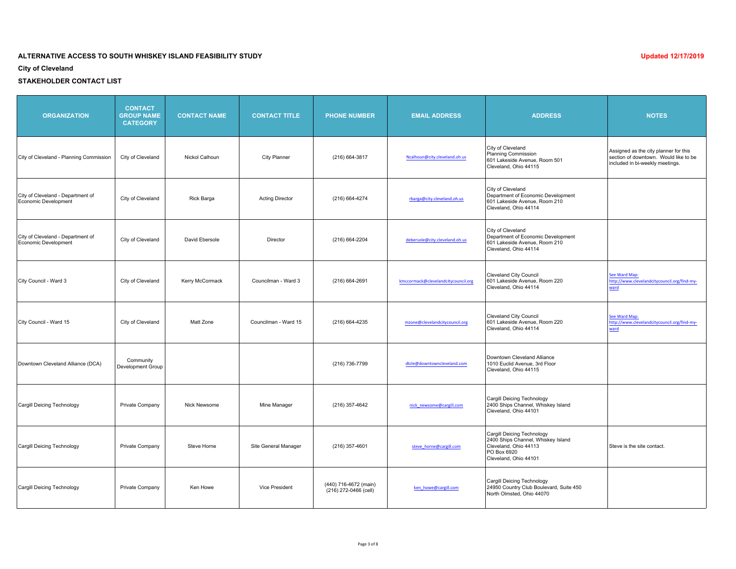**ALTERNATIVE ACCESS TO SOUTH WHISKEY ISLAND FEASIBILITY STUDY**

**Updated 12/17/2019**

**City of Cleveland**

**STAKEHOLDER CONTACT LIST**

| ORGANIZATION | CONTACT GROUP NAME CATEGORY | CONTACT NAME | CONTACT TITLE | PHONE NUMBER | EMAIL ADDRESS | ADDRESS | NOTES |
|---|---|---|---|---|---|---|---|
| City of Cleveland - Planning Commission | City of Cleveland | Nickol Calhoun | City Planner | (216) 664-3817 | Ncalhoun@city.cleveland.oh.us | City of Cleveland<br>Planning Commission<br>601 Lakeside Avenue, Room 501<br>Cleveland, Ohio 44115 | Assigned as the city planner for this section of downtown. Would like to be included in bi-weekly meetings. |
| City of Cleveland - Department of Economic Development | City of Cleveland | Rick Barga | Acting Director | (216) 664-4274 | rbarga@city.cleveland.oh.us | City of Cleveland<br>Department of Economic Development<br>601 Lakeside Avenue, Room 210<br>Cleveland, Ohio 44114 | |
| City of Cleveland - Department of Economic Development | City of Cleveland | David Ebersole | Director | (216) 664-2204 | debersole@city.cleveland.oh.us | City of Cleveland<br>Department of Economic Development<br>601 Lakeside Avenue, Room 210<br>Cleveland, Ohio 44114 | |
| City Council - Ward 3 | City of Cleveland | Kerry McCormack | Councilman - Ward 3 | (216) 664-2691 | kmccormack@clevelandcitycouncil.org | Cleveland City Council<br>601 Lakeside Avenue, Room 220<br>Cleveland, Ohio 44114 | See Ward Map: http://www.clevelandcitycouncil.org/find-my-ward |
| City Council - Ward 15 | City of Cleveland | Matt Zone | Councilman - Ward 15 | (216) 664-4235 | mzone@clevelandcitycouncil.org | Cleveland City Council<br>601 Lakeside Avenue, Room 220<br>Cleveland, Ohio 44114 | See Ward Map: http://www.clevelandcitycouncil.org/find-my-ward |
| Downtown Cleveland Alliance (DCA) | Community Development Group | | | (216) 736-7799 | dtcle@downtowncleveland.com | Downtown Cleveland Alliance<br>1010 Euclid Avenue, 3rd Floor<br>Cleveland, Ohio 44115 | |
| Cargill Deicing Technology | Private Company | Nick Newsome | Mine Manager | (216) 357-4642 | nick_newsome@cargill.com | Cargill Deicing Technology<br>2400 Ships Channel, Whiskey Island<br>Cleveland, Ohio 44101 | |
| Cargill Deicing Technology | Private Company | Steve Horne | Site General Manager | (216) 357-4601 | steve_horne@cargill.com | Cargill Deicing Technology<br>2400 Ships Channel, Whiskey Island<br>Cleveland, Ohio 44113<br>PO Box 6920<br>Cleveland, Ohio 44101 | Steve is the site contact. |
| Cargill Deicing Technology | Private Company | Ken Howe | Vice President | (440) 716-4672 (main)<br>(216) 272-0466 (cell) | ken_howe@cargill.com | Cargill Deicing Technology<br>24950 Country Club Boulevard, Suite 450<br>North Olmsted, Ohio 44070 | |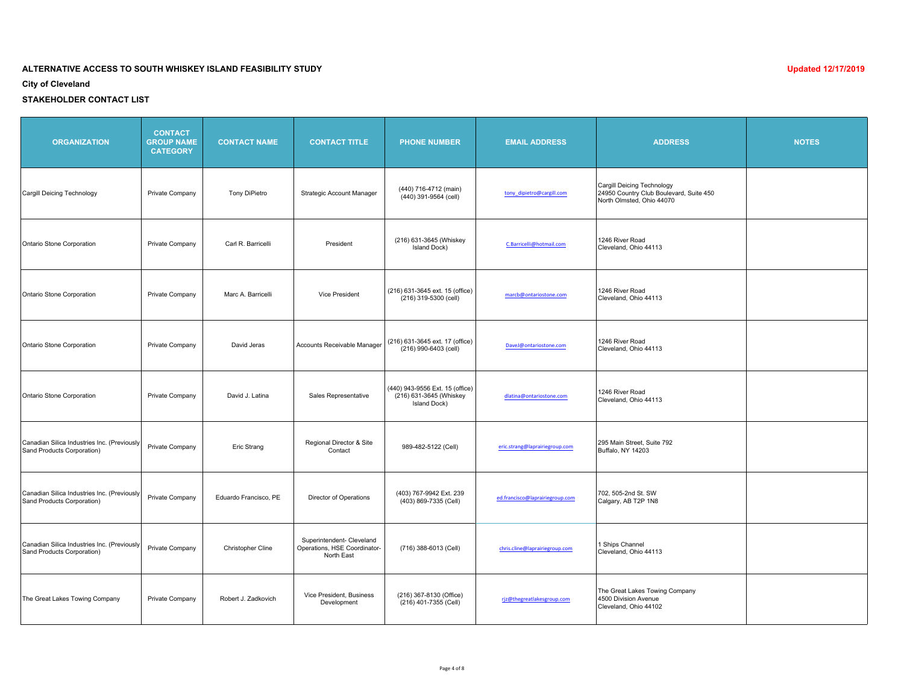**ALTERNATIVE ACCESS TO SOUTH WHISKEY ISLAND FEASIBILITY STUDY**

**Updated 12/17/2019**

**City of Cleveland**

**STAKEHOLDER CONTACT LIST**

| ORGANIZATION | CONTACT GROUP NAME CATEGORY | CONTACT NAME | CONTACT TITLE | PHONE NUMBER | EMAIL ADDRESS | ADDRESS | NOTES |
|---|---|---|---|---|---|---|---|
| Cargill Deicing Technology | Private Company | Tony DiPietro | Strategic Account Manager | (440) 716-4712 (main)<br>(440) 391-9564 (cell) | tony_dipietro@cargill.com | Cargill Deicing Technology<br>24950 Country Club Boulevard, Suite 450<br>North Olmsted, Ohio 44070 | |
| Ontario Stone Corporation | Private Company | Carl R. Barricelli | President | (216) 631-3645 (Whiskey Island Dock) | C.Barricelli@hotmail.com | 1246 River Road<br>Cleveland, Ohio 44113 | |
| Ontario Stone Corporation | Private Company | Marc A. Barricelli | Vice President | (216) 631-3645 ext. 15 (office)<br>(216) 319-5300 (cell) | marcb@ontariostone.com | 1246 River Road<br>Cleveland, Ohio 44113 | |
| Ontario Stone Corporation | Private Company | David Jeras | Accounts Receivable Manager | (216) 631-3645 ext. 17 (office)<br>(216) 990-6403 (cell) | DaveJ@ontariostone.com | 1246 River Road<br>Cleveland, Ohio 44113 | |
| Ontario Stone Corporation | Private Company | David J. Latina | Sales Representative | (440) 943-9556 Ext. 15 (office)<br>(216) 631-3645 (Whiskey Island Dock) | dlatina@ontariostone.com | 1246 River Road<br>Cleveland, Ohio 44113 | |
| Canadian Silica Industries Inc. (Previously Sand Products Corporation) | Private Company | Eric Strang | Regional Director & Site Contact | 989-482-5122 (Cell) | eric.strang@laprairiegroup.com | 295 Main Street, Suite 792<br>Buffalo, NY 14203 | |
| Canadian Silica Industries Inc. (Previously Sand Products Corporation) | Private Company | Eduardo Francisco, PE | Director of Operations | (403) 767-9942 Ext. 239<br>(403) 869-7335 (Cell) | ed.francisco@laprairiegroup.com | 702, 505-2nd St. SW<br>Calgary, AB T2P 1N8 | |
| Canadian Silica Industries Inc. (Previously Sand Products Corporation) | Private Company | Christopher Cline | Superintendent- Cleveland Operations, HSE Coordinator-North East | (716) 388-6013 (Cell) | chris.cline@laprairiegroup.com | 1 Ships Channel<br>Cleveland, Ohio 44113 | |
| The Great Lakes Towing Company | Private Company | Robert J. Zadkovich | Vice President, Business Development | (216) 367-8130 (Office)<br>(216) 401-7355 (Cell) | rjz@thegreatlakesgroup.com | The Great Lakes Towing Company<br>4500 Division Avenue<br>Cleveland, Ohio 44102 | |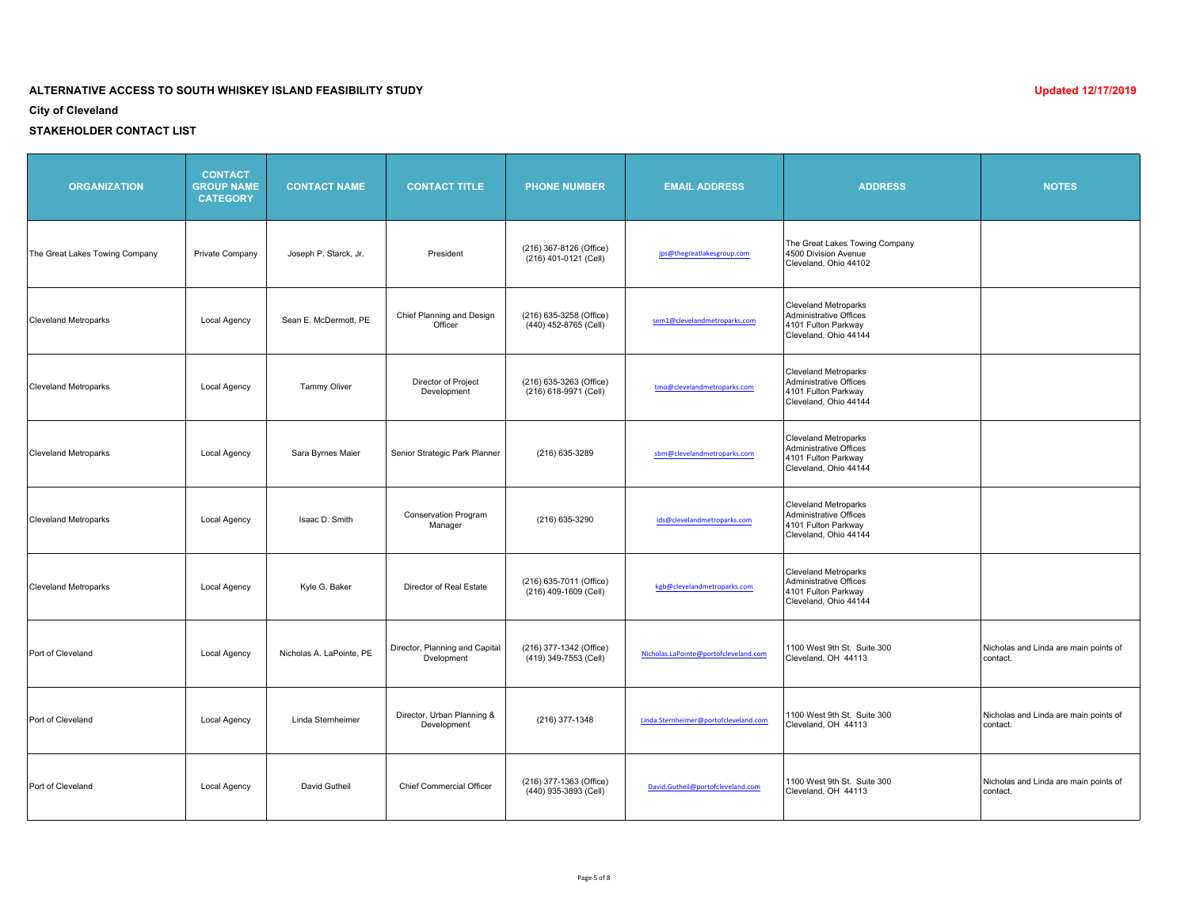**ALTERNATIVE ACCESS TO SOUTH WHISKEY ISLAND FEASIBILITY STUDY**

**Updated 12/17/2019**

**City of Cleveland**

**STAKEHOLDER CONTACT LIST**

| ORGANIZATION | CONTACT GROUP NAME CATEGORY | CONTACT NAME | CONTACT TITLE | PHONE NUMBER | EMAIL ADDRESS | ADDRESS | NOTES |
|---|---|---|---|---|---|---|---|
| The Great Lakes Towing Company | Private Company | Joseph P. Starck, Jr. | President | (216) 367-8126 (Office) (216) 401-0121 (Cell) | jps@thegreatlakesgroup.com | The Great Lakes Towing Company 4500 Division Avenue Cleveland, Ohio 44102 | |
| Cleveland Metroparks | Local Agency | Sean E. McDermott, PE | Chief Planning and Design Officer | (216) 635-3258 (Office) (440) 452-8765 (Cell) | sem1@clevelandmetroparks.com | Cleveland Metroparks Administrative Offices 4101 Fulton Parkway Cleveland, Ohio 44144 | |
| Cleveland Metroparks | Local Agency | Tammy Oliver | Director of Project Development | (216) 635-3263 (Office) (216) 618-9971 (Cell) | tmo@clevelandmetroparks.com | Cleveland Metroparks Administrative Offices 4101 Fulton Parkway Cleveland, Ohio 44144 | |
| Cleveland Metroparks | Local Agency | Sara Byrnes Maier | Senior Strategic Park Planner | (216) 635-3289 | sbm@clevelandmetroparks.com | Cleveland Metroparks Administrative Offices 4101 Fulton Parkway Cleveland, Ohio 44144 | |
| Cleveland Metroparks | Local Agency | Isaac D. Smith | Conservation Program Manager | (216) 635-3290 | ids@clevelandmetroparks.com | Cleveland Metroparks Administrative Offices 4101 Fulton Parkway Cleveland, Ohio 44144 | |
| Cleveland Metroparks | Local Agency | Kyle G. Baker | Director of Real Estate | (216) 635-7011 (Office) (216) 409-1609 (Cell) | kgb@clevelandmetroparks.com | Cleveland Metroparks Administrative Offices 4101 Fulton Parkway Cleveland, Ohio 44144 | |
| Port of Cleveland | Local Agency | Nicholas A. LaPointe, PE | Director, Planning and Capital Dvelopment | (216) 377-1342 (Office) (419) 349-7553 (Cell) | Nicholas.LaPointe@portofcleveland.com | 1100 West 9th St. Suite 300 Cleveland, OH 44113 | Nicholas and Linda are main points of contact. |
| Port of Cleveland | Local Agency | Linda Sternheimer | Director, Urban Planning & Development | (216) 377-1348 | Linda.Sternheimer@portofcleveland.com | 1100 West 9th St. Suite 300 Cleveland, OH 44113 | Nicholas and Linda are main points of contact. |
| Port of Cleveland | Local Agency | David Gutheil | Chief Commercial Officer | (216) 377-1363 (Office) (440) 935-3893 (Cell) | David.Gutheil@portofcleveland.com | 1100 West 9th St. Suite 300 Cleveland, OH 44113 | Nicholas and Linda are main points of contact. |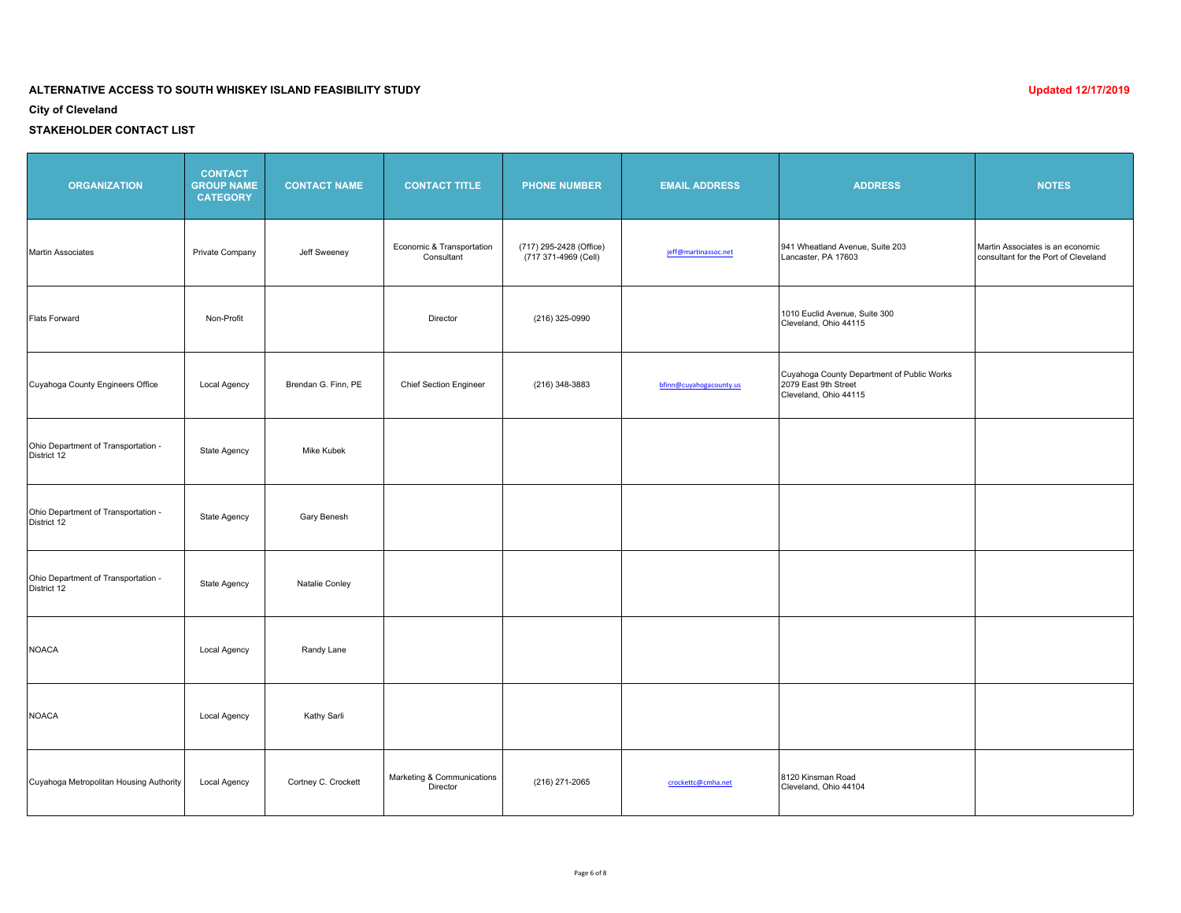**ALTERNATIVE ACCESS TO SOUTH WHISKEY ISLAND FEASIBILITY STUDY**

**Updated 12/17/2019**

**City of Cleveland**

**STAKEHOLDER CONTACT LIST**

| ORGANIZATION | CONTACT GROUP NAME CATEGORY | CONTACT NAME | CONTACT TITLE | PHONE NUMBER | EMAIL ADDRESS | ADDRESS | NOTES |
|---|---|---|---|---|---|---|---|
| Martin Associates | Private Company | Jeff Sweeney | Economic & Transportation Consultant | (717) 295-2428 (Office)<br>(717 371-4969 (Cell) | jeff@martinassoc.net | 941 Wheatland Avenue, Suite 203<br>Lancaster, PA 17603 | Martin Associates is an economic consultant for the Port of Cleveland |
| Flats Forward | Non-Profit | | Director | (216) 325-0990 | | 1010 Euclid Avenue, Suite 300<br>Cleveland, Ohio 44115 | |
| Cuyahoga County Engineers Office | Local Agency | Brendan G. Finn, PE | Chief Section Engineer | (216) 348-3883 | bfinn@cuyahogacounty.us | Cuyahoga County Department of Public Works<br>2079 East 9th Street<br>Cleveland, Ohio 44115 | |
| Ohio Department of Transportation - District 12 | State Agency | Mike Kubek | | | | | |
| Ohio Department of Transportation - District 12 | State Agency | Gary Benesh | | | | | |
| Ohio Department of Transportation - District 12 | State Agency | Natalie Conley | | | | | |
| NOACA | Local Agency | Randy Lane | | | | | |
| NOACA | Local Agency | Kathy Sarli | | | | | |
| Cuyahoga Metropolitan Housing Authority | Local Agency | Cortney C. Crockett | Marketing & Communications Director | (216) 271-2065 | crockettc@cmha.net | 8120 Kinsman Road<br>Cleveland, Ohio 44104 | |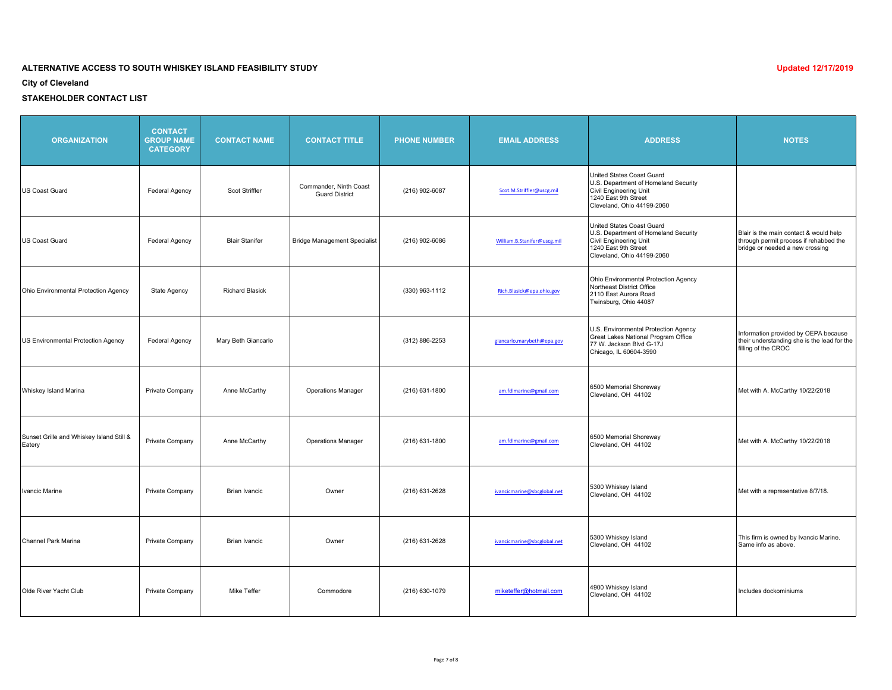**ALTERNATIVE ACCESS TO SOUTH WHISKEY ISLAND FEASIBILITY STUDY**

**Updated 12/17/2019**

**City of Cleveland**

**STAKEHOLDER CONTACT LIST**

| ORGANIZATION | CONTACT GROUP NAME CATEGORY | CONTACT NAME | CONTACT TITLE | PHONE NUMBER | EMAIL ADDRESS | ADDRESS | NOTES |
|---|---|---|---|---|---|---|---|
| US Coast Guard | Federal Agency | Scot Striffler | Commander, Ninth Coast Guard District | (216) 902-6087 | Scot.M.Striffler@uscg.mil | United States Coast Guard<br>U.S. Department of Homeland Security<br>Civil Engineering Unit<br>1240 East 9th Street<br>Cleveland, Ohio 44199-2060 | |
| US Coast Guard | Federal Agency | Blair Stanifer | Bridge Management Specialist | (216) 902-6086 | William.B.Stanifer@uscg.mil | United States Coast Guard<br>U.S. Department of Homeland Security<br>Civil Engineering Unit<br>1240 East 9th Street<br>Cleveland, Ohio 44199-2060 | Blair is the main contact & would help through permit process if rehabbed the bridge or needed a new crossing |
| Ohio Environmental Protection Agency | State Agency | Richard Blasick | | (330) 963-1112 | Rich.Blasick@epa.ohio.gov | Ohio Environmental Protection Agency<br>Northeast District Office<br>2110 East Aurora Road<br>Twinsburg, Ohio 44087 | |
| US Environmental Protection Agency | Federal Agency | Mary Beth Giancarlo | | (312) 886-2253 | giancarlo.marybeth@epa.gov | U.S. Environmental Protection Agency<br>Great Lakes National Program Office<br>77 W. Jackson Blvd G-17J<br>Chicago, IL 60604-3590 | Information provided by OEPA because their understanding she is the lead for the filling of the CROC |
| Whiskey Island Marina | Private Company | Anne McCarthy | Operations Manager | (216) 631-1800 | am.fdlmarine@gmail.com | 6500 Memorial Shoreway<br>Cleveland, OH 44102 | Met with A. McCarthy 10/22/2018 |
| Sunset Grille and Whiskey Island Still & Eatery | Private Company | Anne McCarthy | Operations Manager | (216) 631-1800 | am.fdlmarine@gmail.com | 6500 Memorial Shoreway<br>Cleveland, OH 44102 | Met with A. McCarthy 10/22/2018 |
| Ivancic Marine | Private Company | Brian Ivancic | Owner | (216) 631-2628 | ivancicmarine@sbcglobal.net | 5300 Whiskey Island<br>Cleveland, OH 44102 | Met with a representative 8/7/18. |
| Channel Park Marina | Private Company | Brian Ivancic | Owner | (216) 631-2628 | ivancicmarine@sbcglobal.net | 5300 Whiskey Island<br>Cleveland, OH 44102 | This firm is owned by Ivancic Marine. Same info as above. |
| Olde River Yacht Club | Private Company | Mike Teffer | Commodore | (216) 630-1079 | miketeffer@hotmail.com | 4900 Whiskey Island<br>Cleveland, OH 44102 | Includes dockominiums |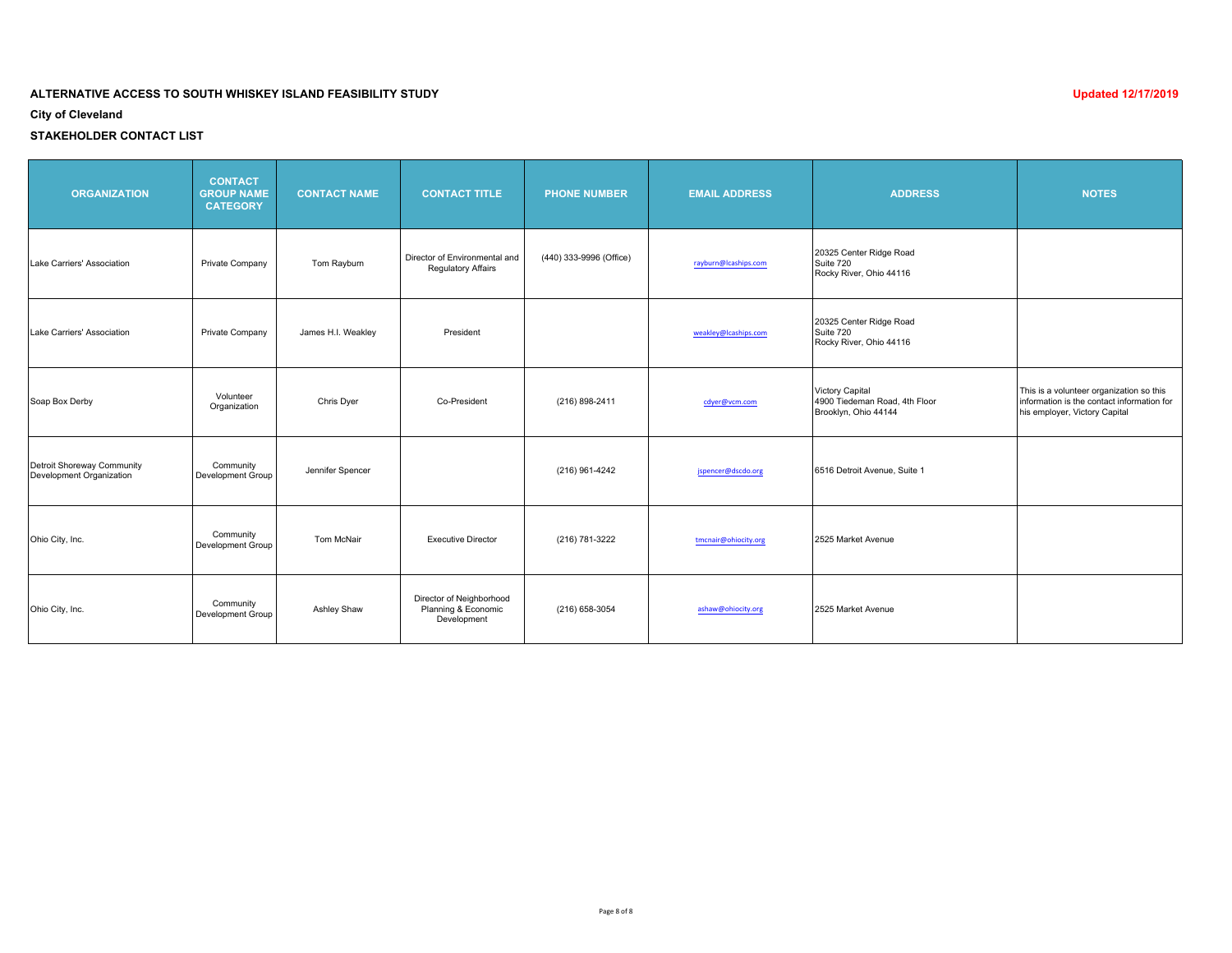**ALTERNATIVE ACCESS TO SOUTH WHISKEY ISLAND FEASIBILITY STUDY**

**Updated 12/17/2019**

**City of Cleveland**

**STAKEHOLDER CONTACT LIST**

| ORGANIZATION | CONTACT GROUP NAME CATEGORY | CONTACT NAME | CONTACT TITLE | PHONE NUMBER | EMAIL ADDRESS | ADDRESS | NOTES |
|---|---|---|---|---|---|---|---|
| Lake Carriers' Association | Private Company | Tom Rayburn | Director of Environmental and Regulatory Affairs | (440) 333-9996 (Office) | rayburn@lcaships.com | 20325 Center Ridge Road<br>Suite 720<br>Rocky River, Ohio 44116 | |
| Lake Carriers' Association | Private Company | James H.I. Weakley | President | | weakley@lcaships.com | 20325 Center Ridge Road<br>Suite 720<br>Rocky River, Ohio 44116 | |
| Soap Box Derby | Volunteer Organization | Chris Dyer | Co-President | (216) 898-2411 | cdyer@vcm.com | Victory Capital<br>4900 Tiedeman Road, 4th Floor<br>Brooklyn, Ohio 44144 | This is a volunteer organization so this information is the contact information for his employer, Victory Capital |
| Detroit Shoreway Community Development Organization | Community Development Group | Jennifer Spencer | | (216) 961-4242 | jspencer@dscdo.org | 6516 Detroit Avenue, Suite 1 | |
| Ohio City, Inc. | Community Development Group | Tom McNair | Executive Director | (216) 781-3222 | tmcnair@ohiocity.org | 2525 Market Avenue | |
| Ohio City, Inc. | Community Development Group | Ashley Shaw | Director of Neighborhood Planning & Economic Development | (216) 658-3054 | ashaw@ohiocity.org | 2525 Market Avenue | |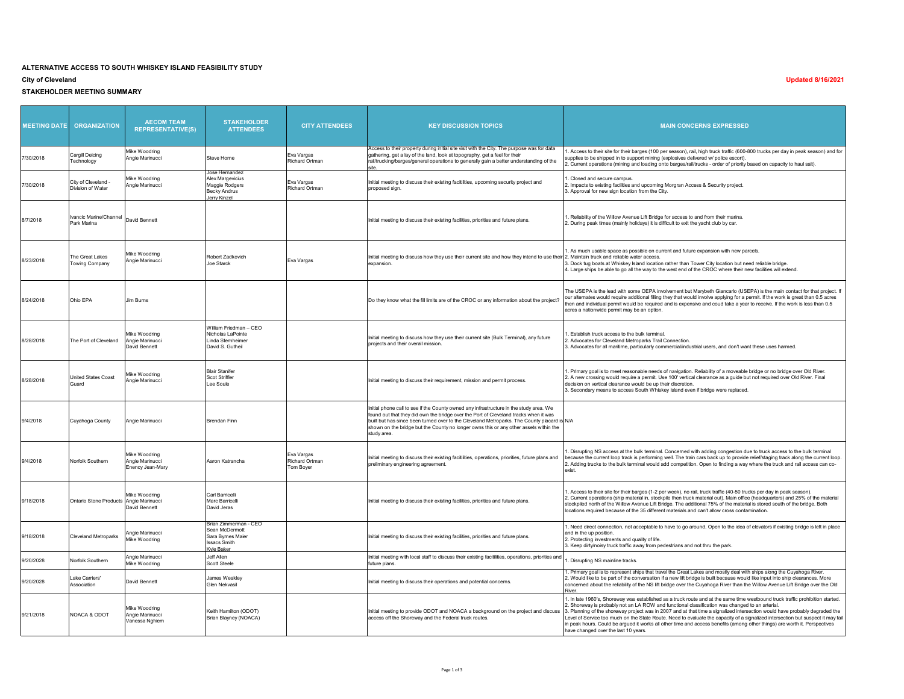**ALTERNATIVE ACCESS TO SOUTH WHISKEY ISLAND FEASIBILITY STUDY**

**City of Cleveland**

**Updated 8/16/2021**

**STAKEHOLDER MEETING SUMMARY**

| MEETING DATE | ORGANIZATION | AECOM TEAM REPRESENTATIVE(S) | STAKEHOLDER ATTENDEES | CITY ATTENDEES | KEY DISCUSSION TOPICS | MAIN CONCERNS EXPRESSED |
|---|---|---|---|---|---|---|
| 7/30/2018 | Cargill Deicing Technology | Mike Woodring<br>Angie Marinucci | Steve Horne | Eva Vargas<br>Richard Ortman | Access to their property during initial site visit with the City. The purpose was for data gathering, get a lay of the land, look at topography, get a feel for their rail/trucking/barges/general operations to generally gain a better understanding of the site. | 1. Access to their site for their barges (100 per season), rail, high truck traffic (600-800 trucks per day in peak season) and for supplies to be shipped in to support mining (explosives delivered w/ police escort).<br>2. Current operations (mining and loading onto barges/rail/trucks - order of priority based on capacity to haul salt). |
| 7/30/2018 | City of Cleveland - Division of Water | Mike Woodring<br>Angie Marinucci | Jose Hernandez<br>Alex Margevicius<br>Maggie Rodgers<br>Becky Andrus<br>Jerry Kinzel | Eva Vargas<br>Richard Ortman | Initial meeting to discuss their existing facitilities, upcoming security project and proposed sign. | 1. Closed and secure campus.<br>2. Impacts to existing facilities and upcoming Morgran Access & Security project.<br>3. Approval for new sign location from the City. |
| 8/7/2018 | Ivancic Marine/Channel Park Marina | David Bennett | | | Initial meeting to discuss their existing facilities, priorities and future plans. | 1. Reliability of the Willow Avenue Lift Bridge for access to and from their marina.<br>2. During peak times (mainly holidays) it is difficult to exit the yacht club by car. |
| 8/23/2018 | The Great Lakes Towing Company | Mike Woodring<br>Angie Marinucci | Robert Zadkovich<br>Joe Starck | Eva Vargas | Initial meeting to discuss how they use their current site and how they intend to use their expansion. | 1. As much usable space as possible on current and future expansion with new parcels.<br>2. Maintain truck and reliable water access.<br>3. Dock tug boats at Whiskey Island location rather than Tower City location but need reliable bridge.<br>4. Large ships be able to go all the way to the west end of the CROC where their new facilities will extend. |
| 8/24/2018 | Ohio EPA | Jim Burns | | | Do they know what the fill limits are of the CROC or any information about the project? | The USEPA is the lead with some OEPA involvement but Marybeth Giancarlo (USEPA) is the main contact for that project. If our alternates would require additional filling they that would involve applying for a permit. If the work is great than 0.5 acres then and individual permit would be required and is expensive and coud take a year to receive. If the work is less than 0.5 acres a nationwide permit may be an option. |
| 8/28/2018 | The Port of Cleveland | Mike Woodring<br>Angie Marinucci<br>David Bennett | William Friedman – CEO<br>Nicholas LaPointe<br>Linda Sternheimer<br>David S. Gutheil | | Initial meeting to discuss how they use their current site (Bulk Terminal), any future projects and their overall mission. | 1. Establish truck access to the bulk terminal.<br>2. Advocates for Cleveland Metroparks Trail Connection.<br>3. Advocates for all maritime, particularly commercial/industrial users, and don't want these uses harmed. |
| 8/28/2018 | United States Coast Guard | Mike Woodring<br>Angie Marinucci | Blair Stanifer<br>Scot Striffler<br>Lee Soule | | Initial meeting to discuss their requirement, mission and permit process. | 1. Primary goal is to meet reasonable needs of navigation. Reliability of a moveable bridge or no bridge over Old River.<br>2. A new crossing would require a permit. Use 100' vertical clearance as a guide but not required over Old River. Final decision on vertical clearance would be up their discretion.<br>3. Secondary means to access South Whiskey Island even if bridge were replaced. |
| 9/4/2018 | Cuyahoga County | Angie Marinucci | Brendan Finn | | Initial phone call to see if the County owned any infrastructure in the study area. We found out that they did own the bridge over the Port of Cleveland tracks when it was built but has since been turned over to the Cleveland Metroparks. The County placard is shown on the bridge but the County no longer owns this or any other assets within the study area. | N/A |
| 9/4/2018 | Norfolk Southern | Mike Woodring<br>Angie Marinucci<br>Enency Jean-Mary | Aaron Katrancha | Eva Vargas<br>Richard Ortman<br>Tom Boyer | Initial meeting to discuss their existing facitilities, operations, priorities, future plans and preliminary engineering agreement. | 1. Disrupting NS access at the bulk terminal. Concerned with adding congestion due to truck access to the bulk terminal because the current loop track is performing well. The train cars back up to provide relief/staging track along the current loop.<br>2. Adding trucks to the bulk terminal would add competition. Open to finding a way where the truck and rail access can co-exist. |
| 9/18/2018 | Ontario Stone Products | Mike Woodring<br>Angie Marinucci<br>David Bennett | Carl Barricelli<br>Marc Barricelli<br>David Jeras | | Initial meeting to discuss their existing facilities, priorities and future plans. | 1. Access to their site for their barges (1-2 per week), no rail, truck traffic (40-50 trucks per day in peak season).<br>2. Current operations (ship material in, stockpile then truck material out). Main office (headquarters) and 25% of the material stockpiled north of the Willow Avenue Lift Bridge. The additional 75% of the material is stored south of the bridge. Both locations required because of the 35 different materials and can't allow cross contamination. |
| 9/18/2018 | Cleveland Metroparks | Angie Marinucci<br>Mike Woodring | Brian Zimmerman - CEO<br>Sean McDermott<br>Sara Byrnes Maier<br>Issacs Smith<br>Kyle Baker | | Initial meeting to discuss their existing facilities, priorities and future plans. | 1. Need direct connection, not acceptable to have to go around. Open to the idea of elevators if existing bridge is left in place and in the up position.<br>2. Protecting investments and quality of life.<br>3. Keep dirty/noisy truck traffic away from pedestrians and not thru the park. |
| 9/20/2028 | Norfolk Southern | Angie Marinucci<br>Mike Woodring | Jeff Allen<br>Scott Steele | | Initial meeting with local staff to discuss their existing facitilities, operations, priorities and future plans. | 1. Disrupting NS mainline tracks. |
| 9/20/2028 | Lake Carriers' Association | David Bennett | James Weakley<br>Glen Nekvasil | | Initial meeting to discuss their operations and potential concerns. | 1. Primary goal is to represent ships that travel the Great Lakes and mostly deal with ships along the Cuyahoga River.<br>2. Would like to be part of the conversation if a new lift bridge is built because would like input into ship clearances. More concerned about the reliability of the NS lift bridge over the Cuyahoga River than the Willow Avenue Lift Bridge over the Old River. |
| 9/21/2018 | NOACA & ODOT | Mike Woodring<br>Angie Marinucci<br>Vanessa Nghiem | Keith Hamilton (ODOT)<br>Brian Blayney (NOACA) | | Initial meeting to provide ODOT and NOACA a background on the project and discuss access off the Shoreway and the Federal truck routes. | 1. In late 1960's, Shoreway was established as a truck route and at the same time westbound truck traffic prohibition started.<br>2. Shoreway is probably not an LA ROW and functional classification was changed to an arterial.<br>3. Planning of the shoreway project was in 2007 and at that time a signalized intersection would have probably degraded the Level of Service too much on the State Route. Need to evaluate the capacity of a signalized intersection but suspect it may fail in peak hours. Could be argued it works all other time and access benefits (among other things) are worth it. Perspectives have changed over the last 10 years. |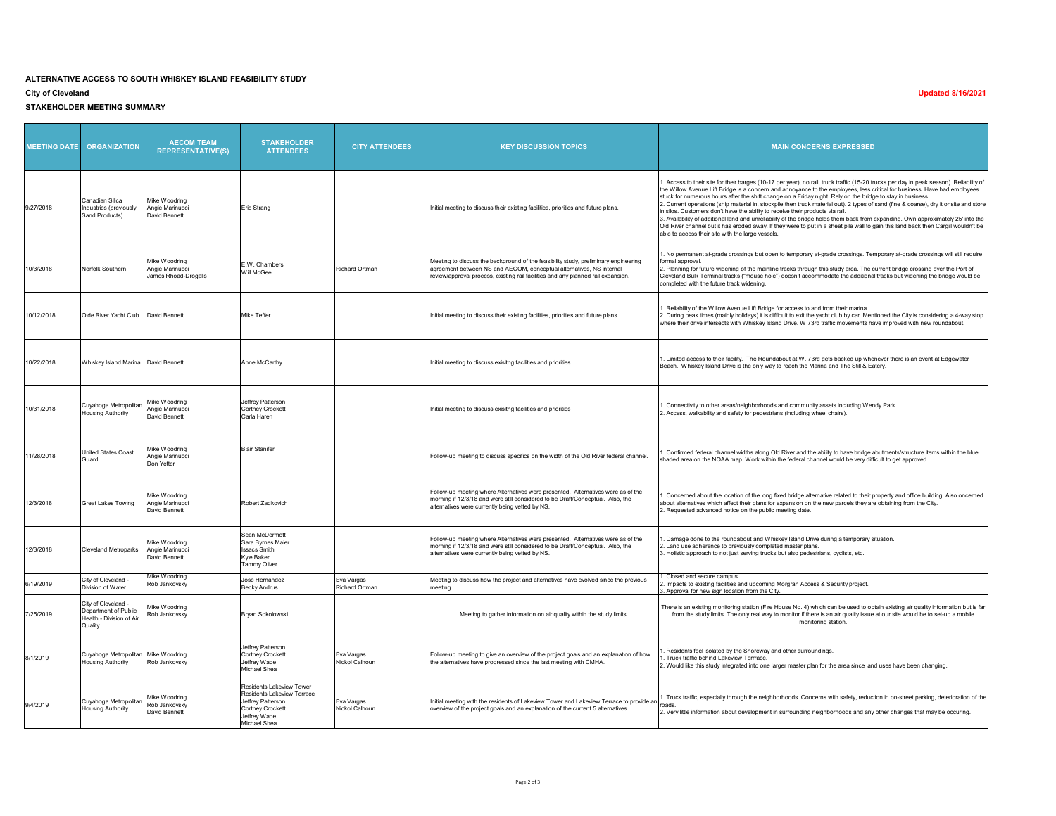**ALTERNATIVE ACCESS TO SOUTH WHISKEY ISLAND FEASIBILITY STUDY**

**City of Cleveland**

**Updated 8/16/2021**

**STAKEHOLDER MEETING SUMMARY**

| MEETING DATE | ORGANIZATION | AECOM TEAM REPRESENTATIVE(S) | STAKEHOLDER ATTENDEES | CITY ATTENDEES | KEY DISCUSSION TOPICS | MAIN CONCERNS EXPRESSED |
|---|---|---|---|---|---|---|
| 9/27/2018 | Canadian Silica Industries (previously Sand Products) | Mike Woodring<br>Angie Marinucci<br>David Bennett | Eric Strang | | Initial meeting to discuss their existing facilities, priorities and future plans. | 1. Access to their site for their barges (10-17 per year), no rail, truck traffic (15-20 trucks per day in peak season). Reliability of the Willow Avenue Lift Bridge is a concern and annoyance to the employees, less critical for business. Have had employees stuck for numerous hours after the shift change on a Friday night. Rely on the bridge to stay in business.<br>2. Current operations (ship material in, stockpile then truck material out). 2 types of sand (fine & coarse), dry it onsite and store in silos. Customers don't have the ability to receive their products via rail.<br>3. Availability of additional land and unreliability of the bridge holds them back from expanding. Own approximately 25' into the Old River channel but it has eroded away. If they were to put in a sheet pile wall to gain this land back then Cargill wouldn't be able to access their site with the large vessels. |
| 10/3/2018 | Norfolk Southern | Mike Woodring<br>Angie Marinucci<br>James Rhoad-Drogalis | E.W. Chambers<br>Will McGee | Richard Ortman | Meeting to discuss the background of the feasibility study, preliminary engineering agreement between NS and AECOM, conceptual alternatives, NS internal review/approval process, existing rail facilities and any planned rail expansion. | 1. No permanent at-grade crossings but open to temporary at-grade crossings. Temporary at-grade crossings will still require formal approval.<br>2. Planning for future widening of the mainline tracks through this study area. The current bridge crossing over the Port of Cleveland Bulk Terminal tracks ("mouse hole") doesn't accommodate the additional tracks but widening the bridge would be completed with the future track widening. |
| 10/12/2018 | Olde River Yacht Club | David Bennett | Mike Teffer | | Initial meeting to discuss their existing facilities, priorities and future plans. | 1. Reliability of the Willow Avenue Lift Bridge for access to and from their marina.<br>2. During peak times (mainly holidays) it is difficult to exit the yacht club by car. Mentioned the City is considering a 4-way stop where their drive intersects with Whiskey Island Drive. W 73rd traffic movements have improved with new roundabout. |
| 10/22/2018 | Whiskey Island Marina | David Bennett | Anne McCarthy | | Initial meeting to discuss exisitng facilities and priorities | 1. Limited access to their facility. The Roundabout at W. 73rd gets backed up whenever there is an event at Edgewater Beach. Whiskey Island Drive is the only way to reach the Marina and The Still & Eatery. |
| 10/31/2018 | Cuyahoga Metropolitan Housing Authority | Mike Woodring<br>Angie Marinucci<br>David Bennett | Jeffrey Patterson<br>Cortney Crockett<br>Carla Haren | | Initial meeting to discuss exisitng facilities and priorities | 1. Connectivity to other areas/neighborhoods and community assets including Wendy Park.<br>2. Access, walkability and safety for pedestrians (including wheel chairs). |
| 11/28/2018 | United States Coast Guard | Mike Woodring<br>Angie Marinucci<br>Don Yetter | Blair Stanifer | | Follow-up meeting to discuss specifics on the width of the Old River federal channel. | 1. Confirmed federal channel widths along Old River and the ability to have bridge abutments/structure items within the blue shaded area on the NOAA map. Work within the federal channel would be very difficult to get approved. |
| 12/3/2018 | Great Lakes Towing | Mike Woodring<br>Angie Marinucci<br>David Bennett | Robert Zadkovich | | Follow-up meeting where Alternatives were presented. Alternatives were as of the morning if 12/3/18 and were still considered to be Draft/Conceptual. Also, the alternatives were currently being vetted by NS. | 1. Concerned about the location of the long fixed bridge alternative related to their property and office building. Also concerned about alternatives which affect their plans for expansion on the new parcels they are obtaining from the City.<br>2. Requested advanced notice on the public meeting date. |
| 12/3/2018 | Cleveland Metroparks | Mike Woodring<br>Angie Marinucci<br>David Bennett | Sean McDermott<br>Sara Byrnes Maier<br>Issacs Smith<br>Kyle Baker<br>Tammy Oliver | | Follow-up meeting where Alternatives were presented. Alternatives were as of the morning if 12/3/18 and were still considered to be Draft/Conceptual. Also, the alternatives were currently being vetted by NS. | 1. Damage done to the roundabout and Whiskey Island Drive during a temporary situation.<br>2. Land use adherence to previously completed master plans.<br>3. Holistic approach to not just serving trucks but also pedestrians, cyclists, etc. |
| 6/19/2019 | City of Cleveland - Division of Water | Mike Woodring<br>Rob Jankovsky | Jose Hernandez<br>Becky Andrus | Eva Vargas<br>Richard Ortman | Meeting to discuss how the project and alternatives have evolved since the previous meeting. | 1. Closed and secure campus.<br>2. Impacts to existing facilities and upcoming Morgran Access & Security project.<br>3. Approval for new sign location from the City. |
| 7/25/2019 | City of Cleveland - Department of Public Health - Division of Air Quality | Mike Woodring<br>Rob Jankovsky | Bryan Sokolowski | | Meeting to gather information on air quality within the study limits. | There is an existing monitoring station (Fire House No. 4) which can be used to obtain existing air quality information but is far from the study limits. The only real way to monitor if there is an air quality issue at our site would be to set-up a mobile monitoring station. |
| 8/1/2019 | Cuyahoga Metropolitan Housing Authority | Mike Woodring<br>Rob Jankovsky | Jeffrey Patterson<br>Cortney Crockett<br>Jeffrey Wade<br>Michael Shea | Eva Vargas<br>Nickol Calhoun | Follow-up meeting to give an overview of the project goals and an explanation of how the alternatives have progressed since the last meeting with CMHA. | 1. Residents feel isolated by the Shoreway and other surroundings.<br>1. Truck traffic behind Lakeview Terrrace.<br>2. Would like this study integrated into one larger master plan for the area since land uses have been changing. |
| 9/4/2019 | Cuyahoga Metropolitan Housing Authority | Mike Woodring<br>Rob Jankovsky<br>David Bennett | Residents Lakeview Tower<br>Residents Lakeview Terrace<br>Jeffrey Patterson<br>Cortney Crockett<br>Jeffrey Wade<br>Michael Shea | Eva Vargas<br>Nickol Calhoun | Initial meeting with the residents of Lakeview Tower and Lakeview Terrace to provide an overview of the project goals and an explanation of the current 5 alternatives. | 1. Truck traffic, especially through the neighborhoods. Concerns with safety, reduction in on-street parking, deterioration of the roads.<br>2. Very little information about development in surrounding neighborhoods and any other changes that may be occuring. |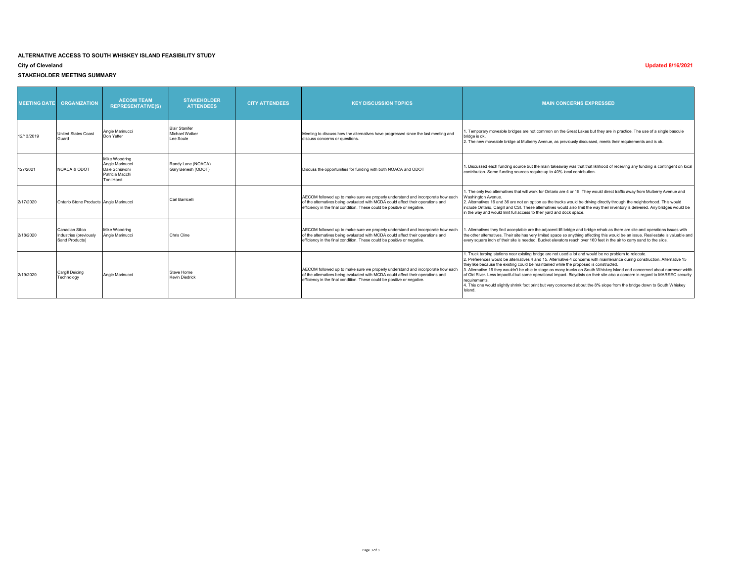**ALTERNATIVE ACCESS TO SOUTH WHISKEY ISLAND FEASIBILITY STUDY**

**City of Cleveland**

**Updated 8/16/2021**

**STAKEHOLDER MEETING SUMMARY**

| MEETING DATE | ORGANIZATION | AECOM TEAM REPRESENTATIVE(S) | STAKEHOLDER ATTENDEES | CITY ATTENDEES | KEY DISCUSSION TOPICS | MAIN CONCERNS EXPRESSED |
|---|---|---|---|---|---|---|
| 12/13/2019 | United States Coast Guard | Angie Marinucci<br>Don Yetter | Blair Stanifer<br>Michael Walker<br>Lee Soule | | Meeting to discuss how the alternatives have progressed since the last meeting and discuss concerns or questions. | 1. Temporary moveable bridges are not common on the Great Lakes but they are in practice. The use of a single bascule bridge is ok.<br>2. The new moveable bridge at Mulberry Avenue, as previously discussed, meets their requirements and is ok. |
| 127/2021 | NOACA & ODOT | Mike Woodring<br>Angie Marinucci<br>Dale Schiavoni<br>Patricia Macchi<br>Toni Horst | Randy Lane (NOACA)<br>Gary Benesh (ODOT) | | Discuss the opportunities for funding with both NOACA and ODOT | 1. Discussed each funding source but the main takeaway was that that liklihood of receiving any funding is contingent on local contribution. Some funding sources require up to 40% local contribution. |
| 2/17/2020 | Ontario Stone Products | Angie Marinucci | Carl Barricelli | | AECOM followed up to make sure we properly understand and incorporate how each of the alternatives being evaluated with MCDA could affect their operations and efficiency in the final condition. These could be positive or negative. | 1. The only two alternatives that will work for Ontario are 4 or 15. They would direct traffic away from Mulberry Avenue and Washington Avenue.<br>2. Alternatives 16 and 36 are not an option as the trucks would be driving directly through the neighborhood. This would include Ontario, Cargill and CSI. These alternatives would also limit the way their inventory is delivered. Any bridges would be in the way and would limit full access to their yard and dock space. |
| 2/18/2020 | Canadian Silica Industries (previously Sand Products) | Mike Woodring<br>Angie Marinucci | Chris Cline | | AECOM followed up to make sure we properly understand and incorporate how each of the alternatives being evaluated with MCDA could affect their operations and efficiency in the final condition. These could be positive or negative. | 1. Alternatives they find acceptable are the adjacent lift bridge and bridge rehab as there are site and operations issues with the other alternatives. Their site has very limited space so anything affecting this would be an issue. Real estate is valuable and every square inch of their site is needed. Bucket elevators reach over 160 feet in the air to carry sand to the silos. |
| 2/19/2020 | Cargill Deicing Technology | Angie Marinucci | Steve Horne<br>Kevin Diedrick | | AECOM followed up to make sure we properly understand and incorporate how each of the alternatives being evaluated with MCDA could affect their operations and efficiency in the final condition. These could be positive or negative. | 1. Truck tarping stations near existing bridge are not used a lot and would be no problem to relocate.<br>2. Preferences would be alternatives 4 and 15. Alternative 4 concerns with maintenance during construction. Alternative 15 they like because the existing could be maintained while the proposed is constructed.<br>3. Alternative 16 they wouldn't be able to stage as many trucks on South Whiskey Island and concerned about narrower width of Old River. Less impactful but some operational impact. Bicyclists on their site also a concern in regard to MARSEC security requirements.<br>4. This one would slightly shrink foot print but very concerned about the 8% slope from the bridge down to South Whiskey Island. |